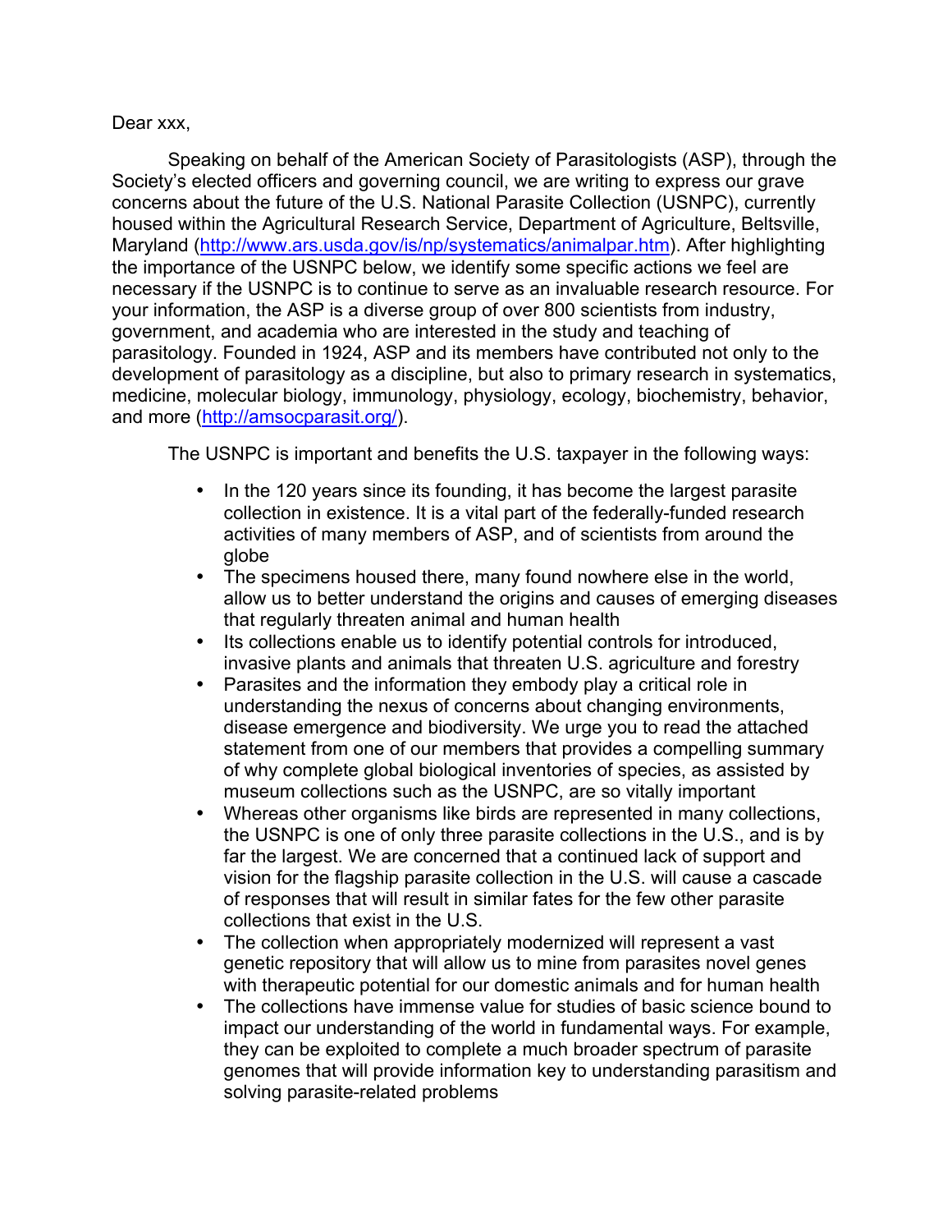Dear xxx,

Speaking on behalf of the American Society of Parasitologists (ASP), through the Society's elected officers and governing council, we are writing to express our grave concerns about the future of the U.S. National Parasite Collection (USNPC), currently housed within the Agricultural Research Service, Department of Agriculture, Beltsville, Maryland (http://www.ars.usda.gov/is/np/systematics/animalpar.htm). After highlighting the importance of the USNPC below, we identify some specific actions we feel are necessary if the USNPC is to continue to serve as an invaluable research resource. For your information, the ASP is a diverse group of over 800 scientists from industry, government, and academia who are interested in the study and teaching of parasitology. Founded in 1924, ASP and its members have contributed not only to the development of parasitology as a discipline, but also to primary research in systematics, medicine, molecular biology, immunology, physiology, ecology, biochemistry, behavior, and more (http://amsocparasit.org/).

The USNPC is important and benefits the U.S. taxpayer in the following ways:

- In the 120 years since its founding, it has become the largest parasite collection in existence. It is a vital part of the federally-funded research activities of many members of ASP, and of scientists from around the globe
- The specimens housed there, many found nowhere else in the world, allow us to better understand the origins and causes of emerging diseases that regularly threaten animal and human health
- Its collections enable us to identify potential controls for introduced, invasive plants and animals that threaten U.S. agriculture and forestry
- Parasites and the information they embody play a critical role in understanding the nexus of concerns about changing environments, disease emergence and biodiversity. We urge you to read the attached statement from one of our members that provides a compelling summary of why complete global biological inventories of species, as assisted by museum collections such as the USNPC, are so vitally important
- Whereas other organisms like birds are represented in many collections, the USNPC is one of only three parasite collections in the U.S., and is by far the largest. We are concerned that a continued lack of support and vision for the flagship parasite collection in the U.S. will cause a cascade of responses that will result in similar fates for the few other parasite collections that exist in the U.S.
- The collection when appropriately modernized will represent a vast genetic repository that will allow us to mine from parasites novel genes with therapeutic potential for our domestic animals and for human health
- The collections have immense value for studies of basic science bound to impact our understanding of the world in fundamental ways. For example, they can be exploited to complete a much broader spectrum of parasite genomes that will provide information key to understanding parasitism and solving parasite-related problems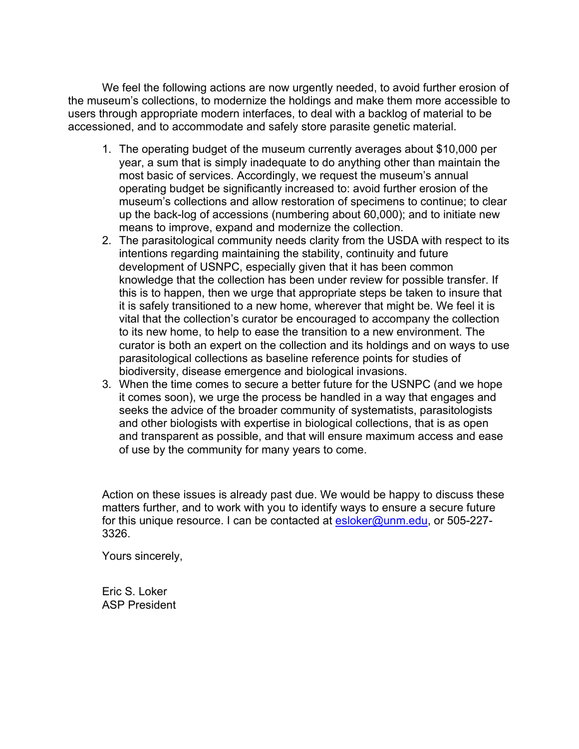We feel the following actions are now urgently needed, to avoid further erosion of the museum's collections, to modernize the holdings and make them more accessible to users through appropriate modern interfaces, to deal with a backlog of material to be accessioned, and to accommodate and safely store parasite genetic material.

1. The operating budget of the museum currently averages about $10,000 per year, a sum that is simply inadequate to do anything other than maintain the most basic of services. Accordingly, we request the museum's annual operating budget be significantly increased to: avoid further erosion of the museum's collections and allow restoration of specimens to continue; to clear up the back-log of accessions (numbering about 60,000); and to initiate new means to improve, expand and modernize the collection.
2. The parasitological community needs clarity from the USDA with respect to its intentions regarding maintaining the stability, continuity and future development of USNPC, especially given that it has been common knowledge that the collection has been under review for possible transfer. If this is to happen, then we urge that appropriate steps be taken to insure that it is safely transitioned to a new home, wherever that might be. We feel it is vital that the collection's curator be encouraged to accompany the collection to its new home, to help to ease the transition to a new environment. The curator is both an expert on the collection and its holdings and on ways to use parasitological collections as baseline reference points for studies of biodiversity, disease emergence and biological invasions.
3. When the time comes to secure a better future for the USNPC (and we hope it comes soon), we urge the process be handled in a way that engages and seeks the advice of the broader community of systematists, parasitologists and other biologists with expertise in biological collections, that is as open and transparent as possible, and that will ensure maximum access and ease of use by the community for many years to come.

Action on these issues is already past due. We would be happy to discuss these matters further, and to work with you to identify ways to ensure a secure future for this unique resource. I can be contacted at esloker@unm.edu, or 505-227-3326.

Yours sincerely,

Eric S. Loker
ASP President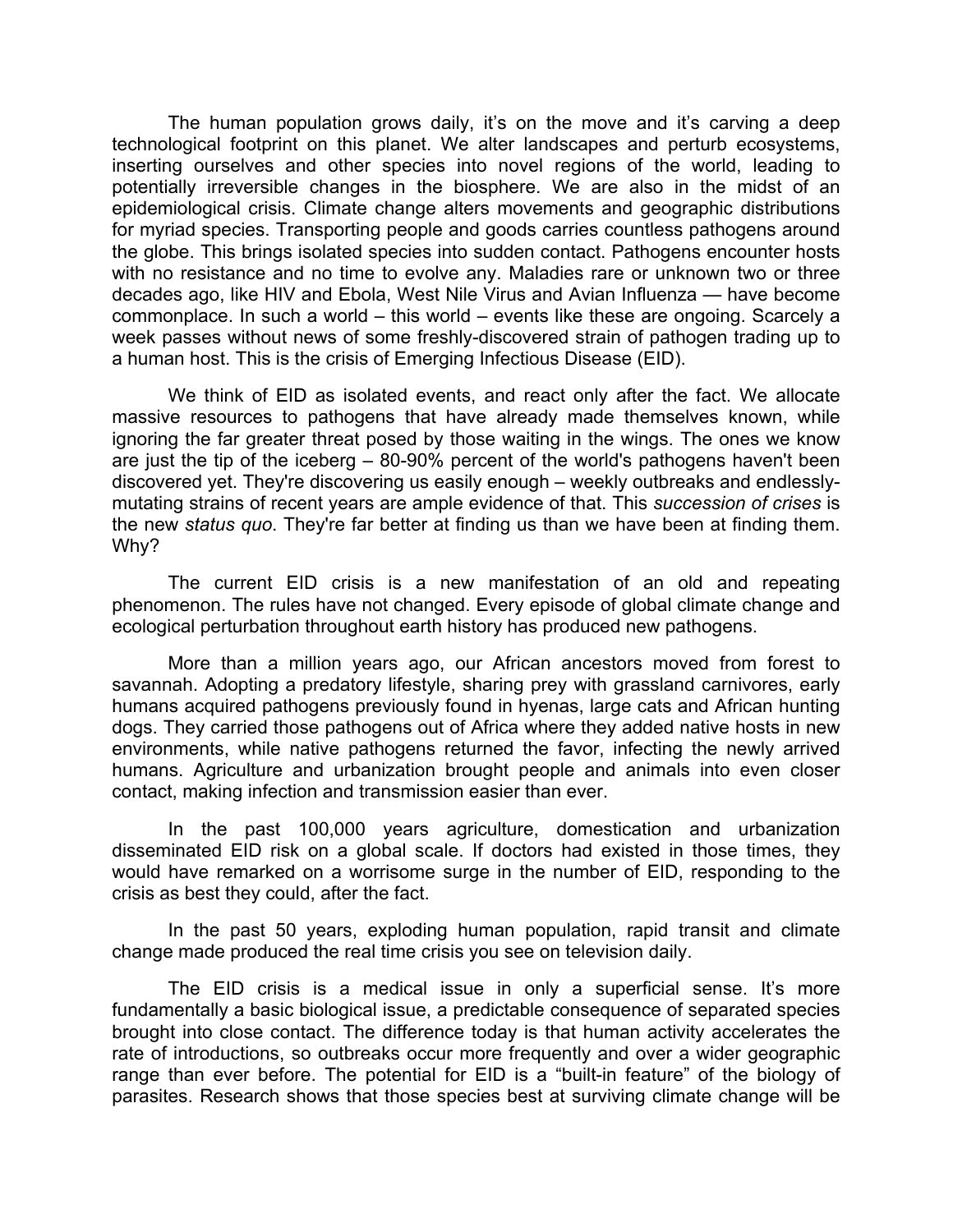The human population grows daily, it's on the move and it's carving a deep technological footprint on this planet. We alter landscapes and perturb ecosystems, inserting ourselves and other species into novel regions of the world, leading to potentially irreversible changes in the biosphere. We are also in the midst of an epidemiological crisis. Climate change alters movements and geographic distributions for myriad species. Transporting people and goods carries countless pathogens around the globe. This brings isolated species into sudden contact. Pathogens encounter hosts with no resistance and no time to evolve any. Maladies rare or unknown two or three decades ago, like HIV and Ebola, West Nile Virus and Avian Influenza — have become commonplace. In such a world – this world – events like these are ongoing. Scarcely a week passes without news of some freshly-discovered strain of pathogen trading up to a human host. This is the crisis of Emerging Infectious Disease (EID).

We think of EID as isolated events, and react only after the fact. We allocate massive resources to pathogens that have already made themselves known, while ignoring the far greater threat posed by those waiting in the wings. The ones we know are just the tip of the iceberg – 80-90% percent of the world's pathogens haven't been discovered yet. They're discovering us easily enough – weekly outbreaks and endlessly-mutating strains of recent years are ample evidence of that. This *succession of crises* is the new *status quo*. They're far better at finding us than we have been at finding them. Why?

The current EID crisis is a new manifestation of an old and repeating phenomenon. The rules have not changed. Every episode of global climate change and ecological perturbation throughout earth history has produced new pathogens.

More than a million years ago, our African ancestors moved from forest to savannah. Adopting a predatory lifestyle, sharing prey with grassland carnivores, early humans acquired pathogens previously found in hyenas, large cats and African hunting dogs. They carried those pathogens out of Africa where they added native hosts in new environments, while native pathogens returned the favor, infecting the newly arrived humans. Agriculture and urbanization brought people and animals into even closer contact, making infection and transmission easier than ever.

In the past 100,000 years agriculture, domestication and urbanization disseminated EID risk on a global scale. If doctors had existed in those times, they would have remarked on a worrisome surge in the number of EID, responding to the crisis as best they could, after the fact.

In the past 50 years, exploding human population, rapid transit and climate change made produced the real time crisis you see on television daily.

The EID crisis is a medical issue in only a superficial sense. It's more fundamentally a basic biological issue, a predictable consequence of separated species brought into close contact. The difference today is that human activity accelerates the rate of introductions, so outbreaks occur more frequently and over a wider geographic range than ever before. The potential for EID is a "built-in feature" of the biology of parasites. Research shows that those species best at surviving climate change will be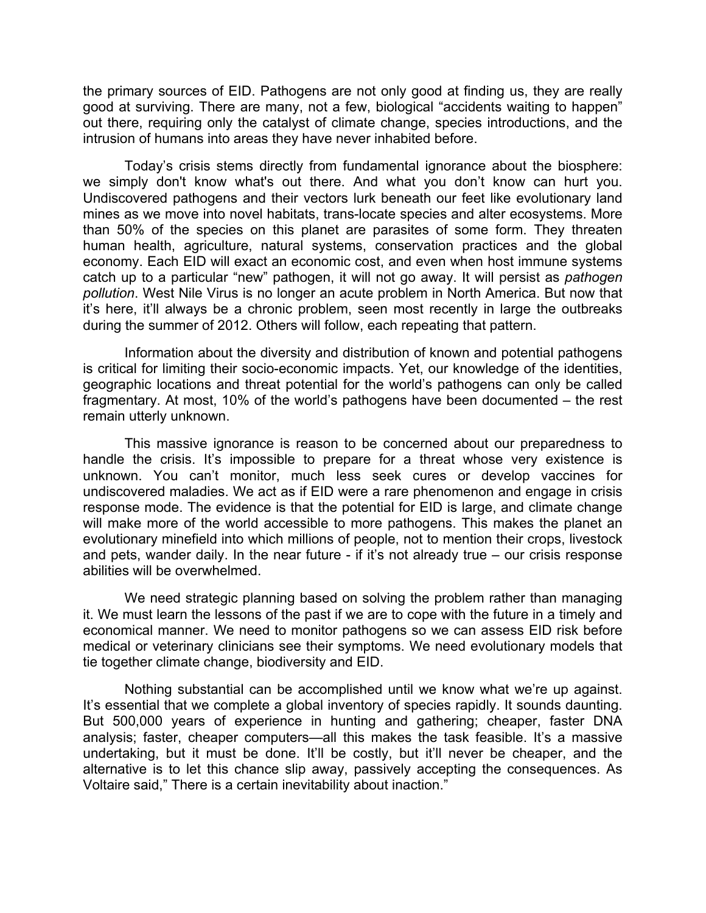the primary sources of EID. Pathogens are not only good at finding us, they are really good at surviving. There are many, not a few, biological "accidents waiting to happen" out there, requiring only the catalyst of climate change, species introductions, and the intrusion of humans into areas they have never inhabited before.

Today's crisis stems directly from fundamental ignorance about the biosphere: we simply don't know what's out there. And what you don't know can hurt you. Undiscovered pathogens and their vectors lurk beneath our feet like evolutionary land mines as we move into novel habitats, trans-locate species and alter ecosystems. More than 50% of the species on this planet are parasites of some form. They threaten human health, agriculture, natural systems, conservation practices and the global economy. Each EID will exact an economic cost, and even when host immune systems catch up to a particular "new" pathogen, it will not go away. It will persist as *pathogen pollution*. West Nile Virus is no longer an acute problem in North America. But now that it's here, it'll always be a chronic problem, seen most recently in large the outbreaks during the summer of 2012. Others will follow, each repeating that pattern.

Information about the diversity and distribution of known and potential pathogens is critical for limiting their socio-economic impacts. Yet, our knowledge of the identities, geographic locations and threat potential for the world's pathogens can only be called fragmentary. At most, 10% of the world's pathogens have been documented – the rest remain utterly unknown.

This massive ignorance is reason to be concerned about our preparedness to handle the crisis. It's impossible to prepare for a threat whose very existence is unknown. You can't monitor, much less seek cures or develop vaccines for undiscovered maladies. We act as if EID were a rare phenomenon and engage in crisis response mode. The evidence is that the potential for EID is large, and climate change will make more of the world accessible to more pathogens. This makes the planet an evolutionary minefield into which millions of people, not to mention their crops, livestock and pets, wander daily. In the near future - if it's not already true – our crisis response abilities will be overwhelmed.

We need strategic planning based on solving the problem rather than managing it. We must learn the lessons of the past if we are to cope with the future in a timely and economical manner. We need to monitor pathogens so we can assess EID risk before medical or veterinary clinicians see their symptoms. We need evolutionary models that tie together climate change, biodiversity and EID.

Nothing substantial can be accomplished until we know what we're up against. It's essential that we complete a global inventory of species rapidly. It sounds daunting. But 500,000 years of experience in hunting and gathering; cheaper, faster DNA analysis; faster, cheaper computers—all this makes the task feasible. It's a massive undertaking, but it must be done. It'll be costly, but it'll never be cheaper, and the alternative is to let this chance slip away, passively accepting the consequences. As Voltaire said," There is a certain inevitability about inaction."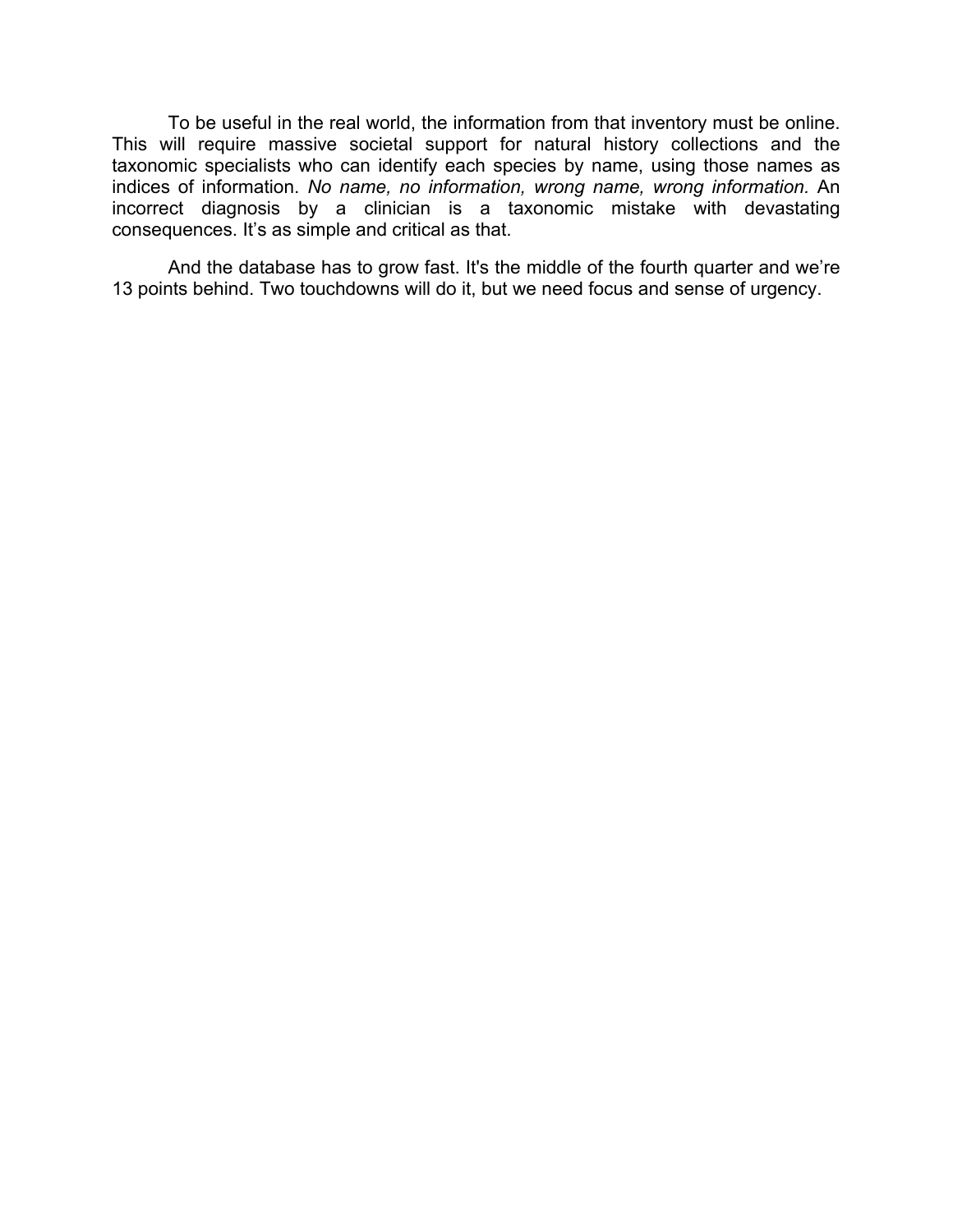To be useful in the real world, the information from that inventory must be online. This will require massive societal support for natural history collections and the taxonomic specialists who can identify each species by name, using those names as indices of information. *No name, no information, wrong name, wrong information.* An incorrect diagnosis by a clinician is a taxonomic mistake with devastating consequences. It's as simple and critical as that.

And the database has to grow fast. It's the middle of the fourth quarter and we're 13 points behind. Two touchdowns will do it, but we need focus and sense of urgency.